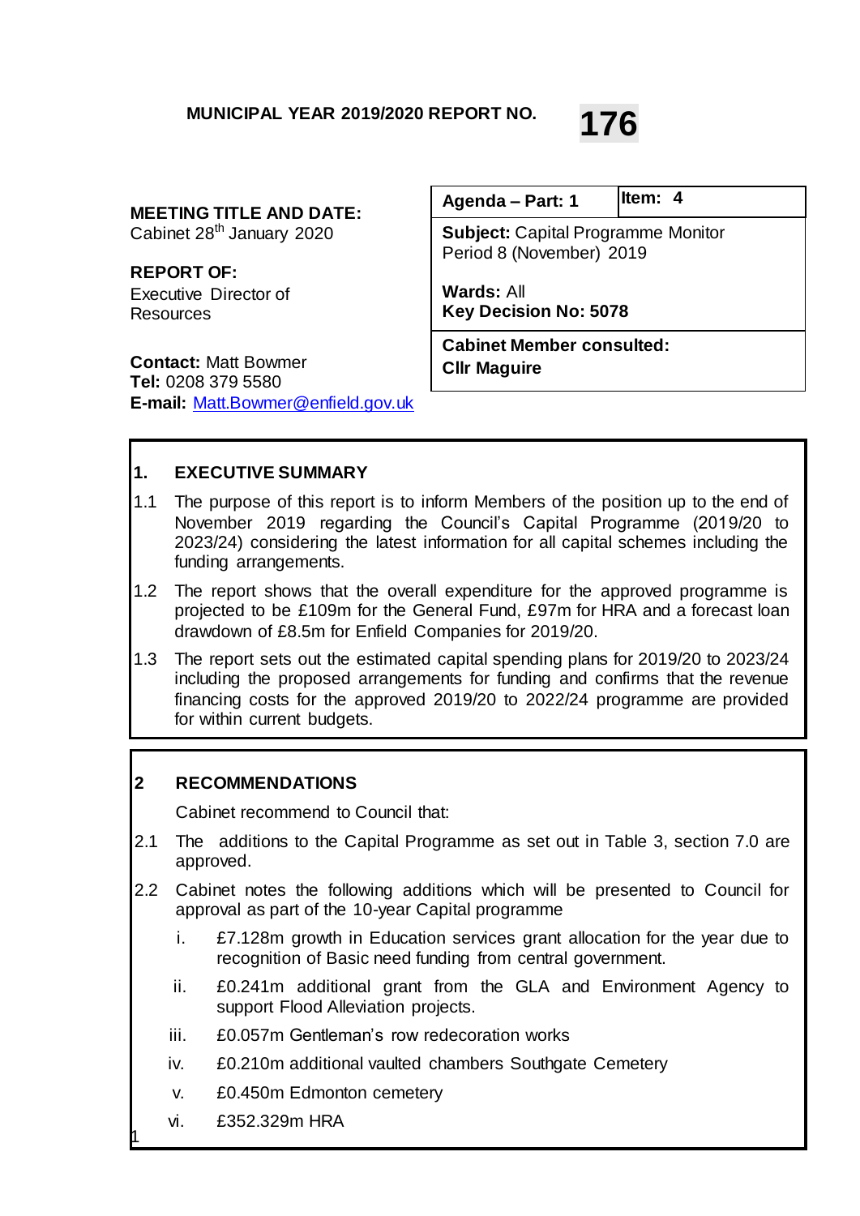**MUNICIPAL YEAR 2019/2020 REPORT NO. 176**

**MEETING TITLE AND DATE:**
Cabinet 28th January 2020

**REPORT OF:**
Executive Director of Resources

**Contact:** Matt Bowmer
**Tel:** 0208 379 5580
**E-mail:** Matt.Bowmer@enfield.gov.uk

| Agenda – Part: 1 | Item: 4 |
|---|---|
| **Subject:** Capital Programme Monitor Period 8 (November) 2019<br><br>**Wards:** All<br>**Key Decision No: 5078** | |
| **Cabinet Member consulted: Cllr Maguire** | |

## 1. EXECUTIVE SUMMARY

1.1 The purpose of this report is to inform Members of the position up to the end of November 2019 regarding the Council's Capital Programme (2019/20 to 2023/24) considering the latest information for all capital schemes including the funding arrangements.

1.2 The report shows that the overall expenditure for the approved programme is projected to be £109m for the General Fund, £97m for HRA and a forecast loan drawdown of £8.5m for Enfield Companies for 2019/20.

1.3 The report sets out the estimated capital spending plans for 2019/20 to 2023/24 including the proposed arrangements for funding and confirms that the revenue financing costs for the approved 2019/20 to 2022/24 programme are provided for within current budgets.

## 2 RECOMMENDATIONS

Cabinet recommend to Council that:

2.1 The additions to the Capital Programme as set out in Table 3, section 7.0 are approved.

2.2 Cabinet notes the following additions which will be presented to Council for approval as part of the 10-year Capital programme

i. £7.128m growth in Education services grant allocation for the year due to recognition of Basic need funding from central government.

ii. £0.241m additional grant from the GLA and Environment Agency to support Flood Alleviation projects.

iii. £0.057m Gentleman's row redecoration works

iv. £0.210m additional vaulted chambers Southgate Cemetery

v. £0.450m Edmonton cemetery

vi. £352.329m HRA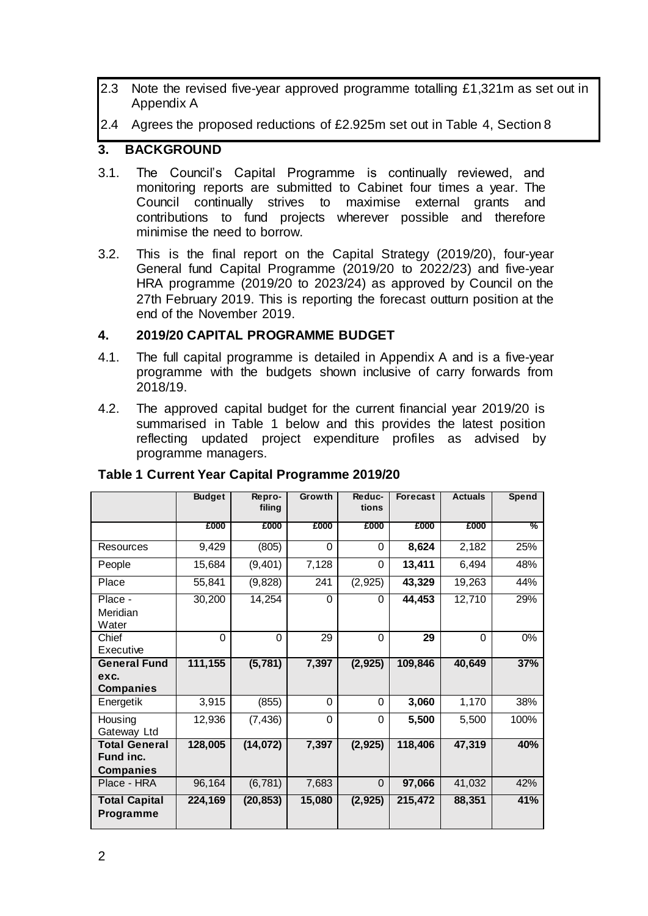2.3 Note the revised five-year approved programme totalling £1,321m as set out in Appendix A

2.4 Agrees the proposed reductions of £2.925m set out in Table 4, Section 8

## 3. BACKGROUND

3.1. The Council's Capital Programme is continually reviewed, and monitoring reports are submitted to Cabinet four times a year. The Council continually strives to maximise external grants and contributions to fund projects wherever possible and therefore minimise the need to borrow.

3.2. This is the final report on the Capital Strategy (2019/20), four-year General fund Capital Programme (2019/20 to 2022/23) and five-year HRA programme (2019/20 to 2023/24) as approved by Council on the 27th February 2019. This is reporting the forecast outturn position at the end of the November 2019.

## 4. 2019/20 CAPITAL PROGRAMME BUDGET

4.1. The full capital programme is detailed in Appendix A and is a five-year programme with the budgets shown inclusive of carry forwards from 2018/19.

4.2. The approved capital budget for the current financial year 2019/20 is summarised in Table 1 below and this provides the latest position reflecting updated project expenditure profiles as advised by programme managers.

**Table 1 Current Year Capital Programme 2019/20**

| | Budget | Repro-filing | Growth | Reduc-tions | Forecast | Actuals | Spend |
|---|---|---|---|---|---|---|---|
| | £000 | £000 | £000 | £000 | £000 | £000 | % |
| Resources | 9,429 | (805) | 0 | 0 | **8,624** | 2,182 | 25% |
| People | 15,684 | (9,401) | 7,128 | 0 | **13,411** | 6,494 | 48% |
| Place | 55,841 | (9,828) | 241 | (2,925) | **43,329** | 19,263 | 44% |
| Place - Meridian Water | 30,200 | 14,254 | 0 | 0 | **44,453** | 12,710 | 29% |
| Chief Executive | 0 | 0 | 29 | 0 | **29** | 0 | 0% |
| **General Fund exc. Companies** | **111,155** | **(5,781)** | **7,397** | **(2,925)** | **109,846** | **40,649** | **37%** |
| Energetik | 3,915 | (855) | 0 | 0 | **3,060** | 1,170 | 38% |
| Housing Gateway Ltd | 12,936 | (7,436) | 0 | 0 | **5,500** | 5,500 | 100% |
| **Total General Fund inc. Companies** | **128,005** | **(14,072)** | **7,397** | **(2,925)** | **118,406** | **47,319** | **40%** |
| Place - HRA | 96,164 | (6,781) | 7,683 | 0 | **97,066** | 41,032 | 42% |
| **Total Capital Programme** | **224,169** | **(20,853)** | **15,080** | **(2,925)** | **215,472** | **88,351** | **41%** |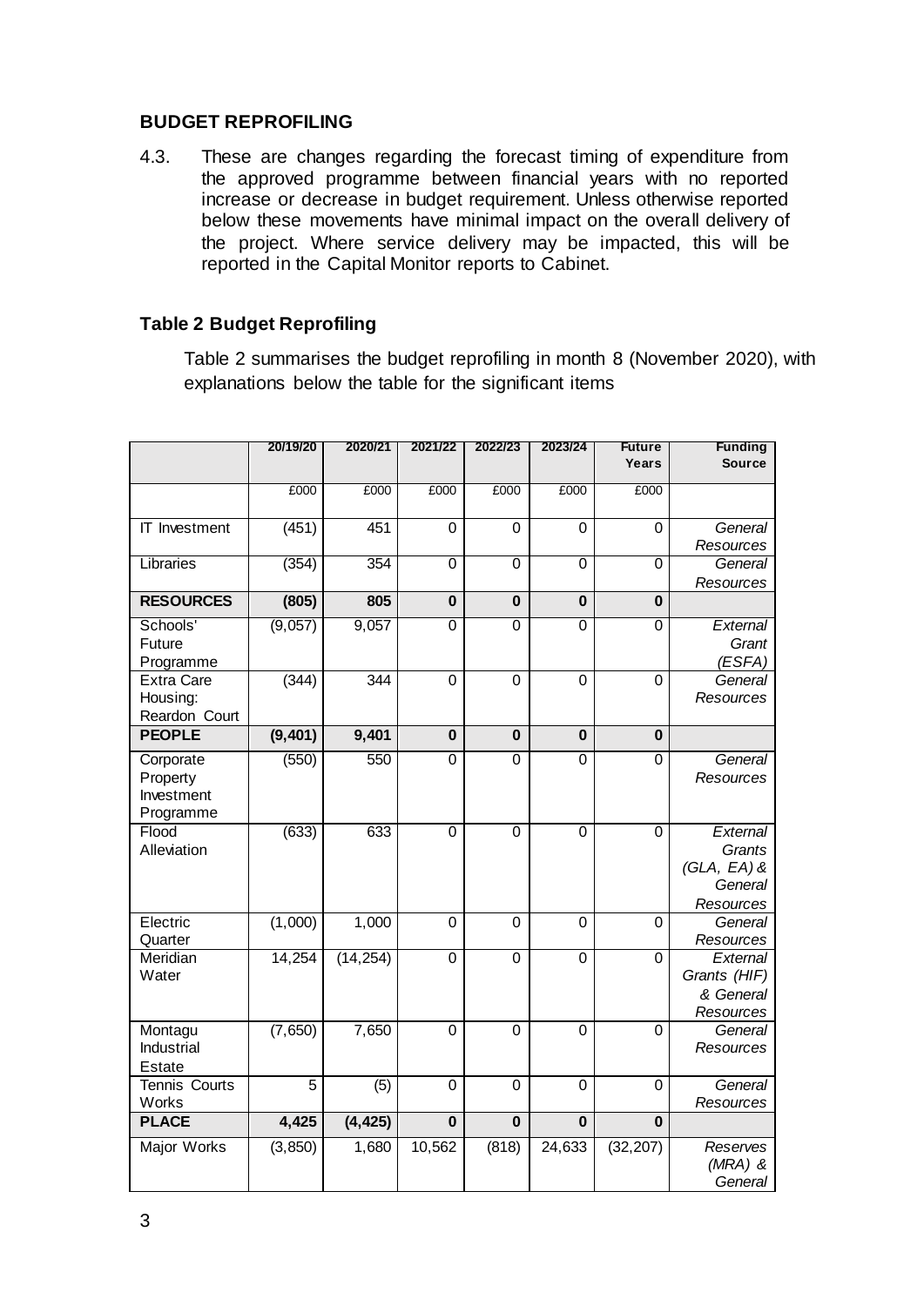## BUDGET REPROFILING

4.3. These are changes regarding the forecast timing of expenditure from the approved programme between financial years with no reported increase or decrease in budget requirement. Unless otherwise reported below these movements have minimal impact on the overall delivery of the project. Where service delivery may be impacted, this will be reported in the Capital Monitor reports to Cabinet.

### Table 2 Budget Reprofiling

Table 2 summarises the budget reprofiling in month 8 (November 2020), with explanations below the table for the significant items

| | 20/19/20 | 2020/21 | 2021/22 | 2022/23 | 2023/24 | Future Years | Funding Source |
|---|---|---|---|---|---|---|---|
| | £000 | £000 | £000 | £000 | £000 | £000 | |
| IT Investment | (451) | 451 | 0 | 0 | 0 | 0 | *General Resources* |
| Libraries | (354) | 354 | 0 | 0 | 0 | 0 | *General Resources* |
| **RESOURCES** | **(805)** | **805** | **0** | **0** | **0** | **0** | |
| Schools' Future Programme | (9,057) | 9,057 | 0 | 0 | 0 | 0 | *External Grant (ESFA)* |
| Extra Care Housing: Reardon Court | (344) | 344 | 0 | 0 | 0 | 0 | *General Resources* |
| **PEOPLE** | **(9,401)** | **9,401** | **0** | **0** | **0** | **0** | |
| Corporate Property Investment Programme | (550) | 550 | 0 | 0 | 0 | 0 | *General Resources* |
| Flood Alleviation | (633) | 633 | 0 | 0 | 0 | 0 | *External Grants (GLA, EA) & General Resources* |
| Electric Quarter | (1,000) | 1,000 | 0 | 0 | 0 | 0 | *General Resources* |
| Meridian Water | 14,254 | (14,254) | 0 | 0 | 0 | 0 | *External Grants (HIF) & General Resources* |
| Montagu Industrial Estate | (7,650) | 7,650 | 0 | 0 | 0 | 0 | *General Resources* |
| Tennis Courts Works | 5 | (5) | 0 | 0 | 0 | 0 | *General Resources* |
| **PLACE** | **4,425** | **(4,425)** | **0** | **0** | **0** | **0** | |
| Major Works | (3,850) | 1,680 | 10,562 | (818) | 24,633 | (32,207) | *Reserves (MRA) & General* |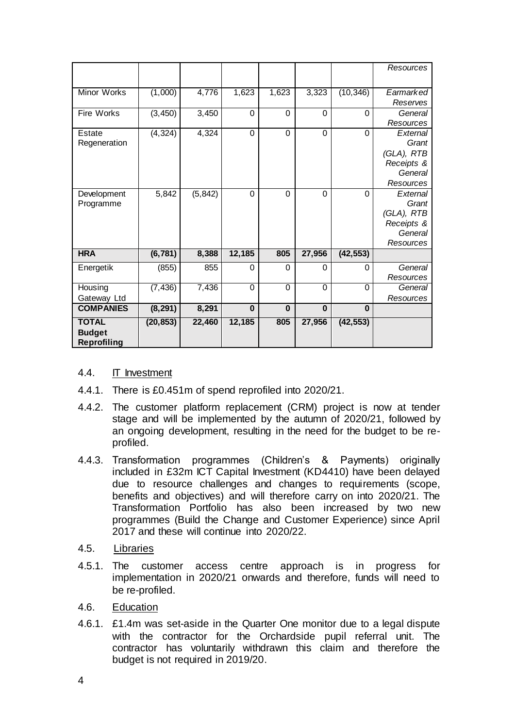| | | | | | | | Resources |
|---|---|---|---|---|---|---|---|
| Minor Works | (1,000) | 4,776 | 1,623 | 1,623 | 3,323 | (10,346) | *Earmarked Reserves* |
| Fire Works | (3,450) | 3,450 | 0 | 0 | 0 | 0 | *General Resources* |
| Estate Regeneration | (4,324) | 4,324 | 0 | 0 | 0 | 0 | *External Grant (GLA), RTB Receipts & General Resources* |
| Development Programme | 5,842 | (5,842) | 0 | 0 | 0 | 0 | *External Grant (GLA), RTB Receipts & General Resources* |
| **HRA** | **(6,781)** | **8,388** | **12,185** | **805** | **27,956** | **(42,553)** | |
| Energetik | (855) | 855 | 0 | 0 | 0 | 0 | *General Resources* |
| Housing Gateway Ltd | (7,436) | 7,436 | 0 | 0 | 0 | 0 | *General Resources* |
| **COMPANIES** | **(8,291)** | **8,291** | **0** | **0** | **0** | **0** | |
| **TOTAL Budget Reprofiling** | **(20,853)** | **22,460** | **12,185** | **805** | **27,956** | **(42,553)** | |

4.4. IT Investment

4.4.1. There is £0.451m of spend reprofiled into 2020/21.

4.4.2. The customer platform replacement (CRM) project is now at tender stage and will be implemented by the autumn of 2020/21, followed by an ongoing development, resulting in the need for the budget to be re-profiled.

4.4.3. Transformation programmes (Children's & Payments) originally included in £32m ICT Capital Investment (KD4410) have been delayed due to resource challenges and changes to requirements (scope, benefits and objectives) and will therefore carry on into 2020/21. The Transformation Portfolio has also been increased by two new programmes (Build the Change and Customer Experience) since April 2017 and these will continue into 2020/22.

4.5. Libraries

4.5.1. The customer access centre approach is in progress for implementation in 2020/21 onwards and therefore, funds will need to be re-profiled.

4.6. Education

4.6.1. £1.4m was set-aside in the Quarter One monitor due to a legal dispute with the contractor for the Orchardside pupil referral unit. The contractor has voluntarily withdrawn this claim and therefore the budget is not required in 2019/20.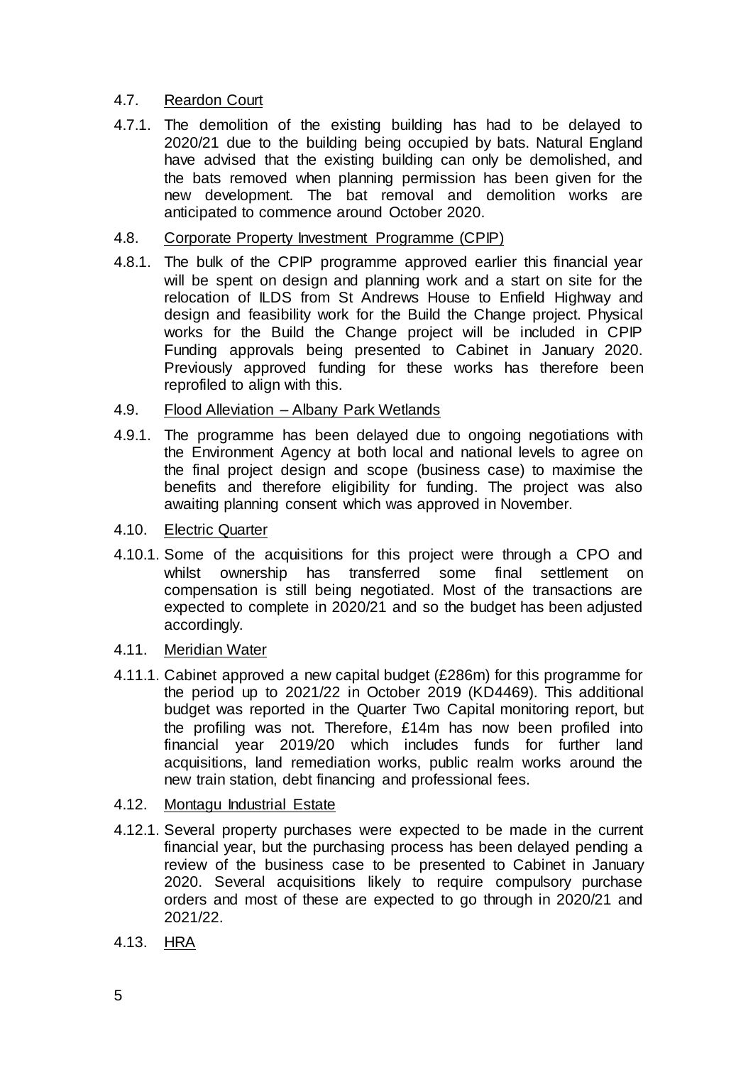4.7. Reardon Court

4.7.1. The demolition of the existing building has had to be delayed to 2020/21 due to the building being occupied by bats. Natural England have advised that the existing building can only be demolished, and the bats removed when planning permission has been given for the new development. The bat removal and demolition works are anticipated to commence around October 2020.

4.8. Corporate Property Investment Programme (CPIP)

4.8.1. The bulk of the CPIP programme approved earlier this financial year will be spent on design and planning work and a start on site for the relocation of ILDS from St Andrews House to Enfield Highway and design and feasibility work for the Build the Change project. Physical works for the Build the Change project will be included in CPIP Funding approvals being presented to Cabinet in January 2020. Previously approved funding for these works has therefore been reprofiled to align with this.

4.9. Flood Alleviation – Albany Park Wetlands

4.9.1. The programme has been delayed due to ongoing negotiations with the Environment Agency at both local and national levels to agree on the final project design and scope (business case) to maximise the benefits and therefore eligibility for funding. The project was also awaiting planning consent which was approved in November.

4.10. Electric Quarter

4.10.1. Some of the acquisitions for this project were through a CPO and whilst ownership has transferred some final settlement on compensation is still being negotiated. Most of the transactions are expected to complete in 2020/21 and so the budget has been adjusted accordingly.

4.11. Meridian Water

4.11.1. Cabinet approved a new capital budget (£286m) for this programme for the period up to 2021/22 in October 2019 (KD4469). This additional budget was reported in the Quarter Two Capital monitoring report, but the profiling was not. Therefore, £14m has now been profiled into financial year 2019/20 which includes funds for further land acquisitions, land remediation works, public realm works around the new train station, debt financing and professional fees.

4.12. Montagu Industrial Estate

4.12.1. Several property purchases were expected to be made in the current financial year, but the purchasing process has been delayed pending a review of the business case to be presented to Cabinet in January 2020. Several acquisitions likely to require compulsory purchase orders and most of these are expected to go through in 2020/21 and 2021/22.

4.13. HRA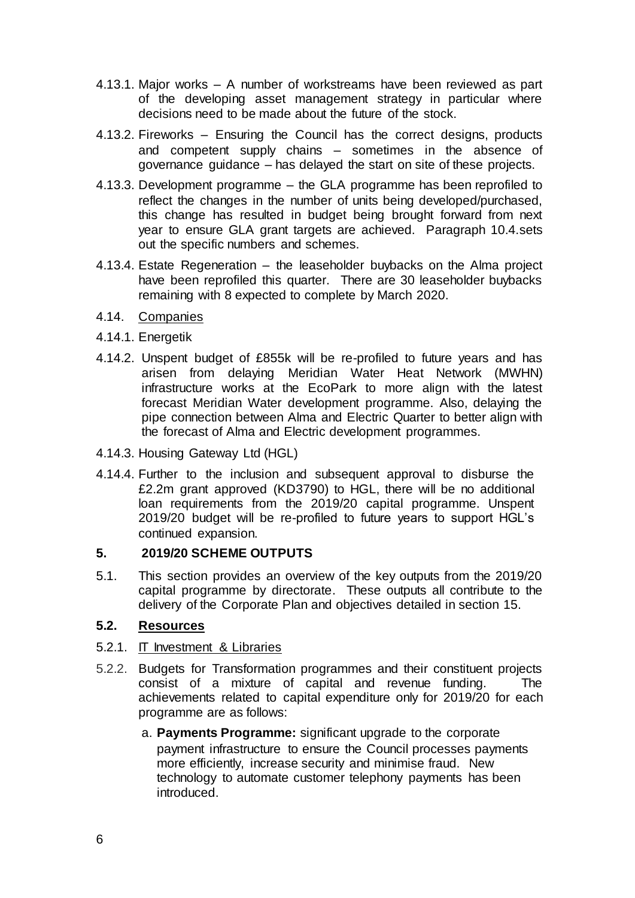4.13.1. Major works – A number of workstreams have been reviewed as part of the developing asset management strategy in particular where decisions need to be made about the future of the stock.

4.13.2. Fireworks – Ensuring the Council has the correct designs, products and competent supply chains – sometimes in the absence of governance guidance – has delayed the start on site of these projects.

4.13.3. Development programme – the GLA programme has been reprofiled to reflect the changes in the number of units being developed/purchased, this change has resulted in budget being brought forward from next year to ensure GLA grant targets are achieved. Paragraph 10.4.sets out the specific numbers and schemes.

4.13.4. Estate Regeneration – the leaseholder buybacks on the Alma project have been reprofiled this quarter. There are 30 leaseholder buybacks remaining with 8 expected to complete by March 2020.

4.14. Companies

4.14.1. Energetik

4.14.2. Unspent budget of £855k will be re-profiled to future years and has arisen from delaying Meridian Water Heat Network (MWHN) infrastructure works at the EcoPark to more align with the latest forecast Meridian Water development programme. Also, delaying the pipe connection between Alma and Electric Quarter to better align with the forecast of Alma and Electric development programmes.

4.14.3. Housing Gateway Ltd (HGL)

4.14.4. Further to the inclusion and subsequent approval to disburse the £2.2m grant approved (KD3790) to HGL, there will be no additional loan requirements from the 2019/20 capital programme. Unspent 2019/20 budget will be re-profiled to future years to support HGL's continued expansion.

## 5. 2019/20 SCHEME OUTPUTS

5.1. This section provides an overview of the key outputs from the 2019/20 capital programme by directorate. These outputs all contribute to the delivery of the Corporate Plan and objectives detailed in section 15.

### 5.2. Resources

5.2.1. IT Investment & Libraries

5.2.2. Budgets for Transformation programmes and their constituent projects consist of a mixture of capital and revenue funding. The achievements related to capital expenditure only for 2019/20 for each programme are as follows:

a. **Payments Programme:** significant upgrade to the corporate payment infrastructure to ensure the Council processes payments more efficiently, increase security and minimise fraud. New technology to automate customer telephony payments has been introduced.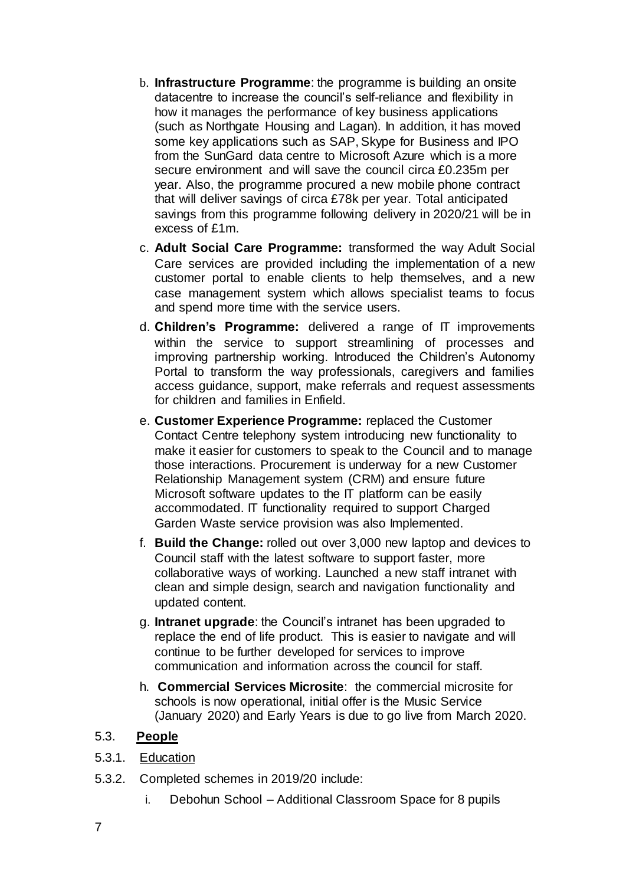b. **Infrastructure Programme**: the programme is building an onsite datacentre to increase the council's self-reliance and flexibility in how it manages the performance of key business applications (such as Northgate Housing and Lagan). In addition, it has moved some key applications such as SAP, Skype for Business and IPO from the SunGard data centre to Microsoft Azure which is a more secure environment and will save the council circa £0.235m per year. Also, the programme procured a new mobile phone contract that will deliver savings of circa £78k per year. Total anticipated savings from this programme following delivery in 2020/21 will be in excess of £1m.

c. **Adult Social Care Programme:** transformed the way Adult Social Care services are provided including the implementation of a new customer portal to enable clients to help themselves, and a new case management system which allows specialist teams to focus and spend more time with the service users.

d. **Children's Programme:** delivered a range of IT improvements within the service to support streamlining of processes and improving partnership working. Introduced the Children's Autonomy Portal to transform the way professionals, caregivers and families access guidance, support, make referrals and request assessments for children and families in Enfield.

e. **Customer Experience Programme:** replaced the Customer Contact Centre telephony system introducing new functionality to make it easier for customers to speak to the Council and to manage those interactions. Procurement is underway for a new Customer Relationship Management system (CRM) and ensure future Microsoft software updates to the IT platform can be easily accommodated. IT functionality required to support Charged Garden Waste service provision was also Implemented.

f. **Build the Change:** rolled out over 3,000 new laptop and devices to Council staff with the latest software to support faster, more collaborative ways of working. Launched a new staff intranet with clean and simple design, search and navigation functionality and updated content.

g. **Intranet upgrade**: the Council's intranet has been upgraded to replace the end of life product. This is easier to navigate and will continue to be further developed for services to improve communication and information across the council for staff.

h. **Commercial Services Microsite**: the commercial microsite for schools is now operational, initial offer is the Music Service (January 2020) and Early Years is due to go live from March 2020.

5.3. **People**

5.3.1. Education

5.3.2. Completed schemes in 2019/20 include:

i. Debohun School – Additional Classroom Space for 8 pupils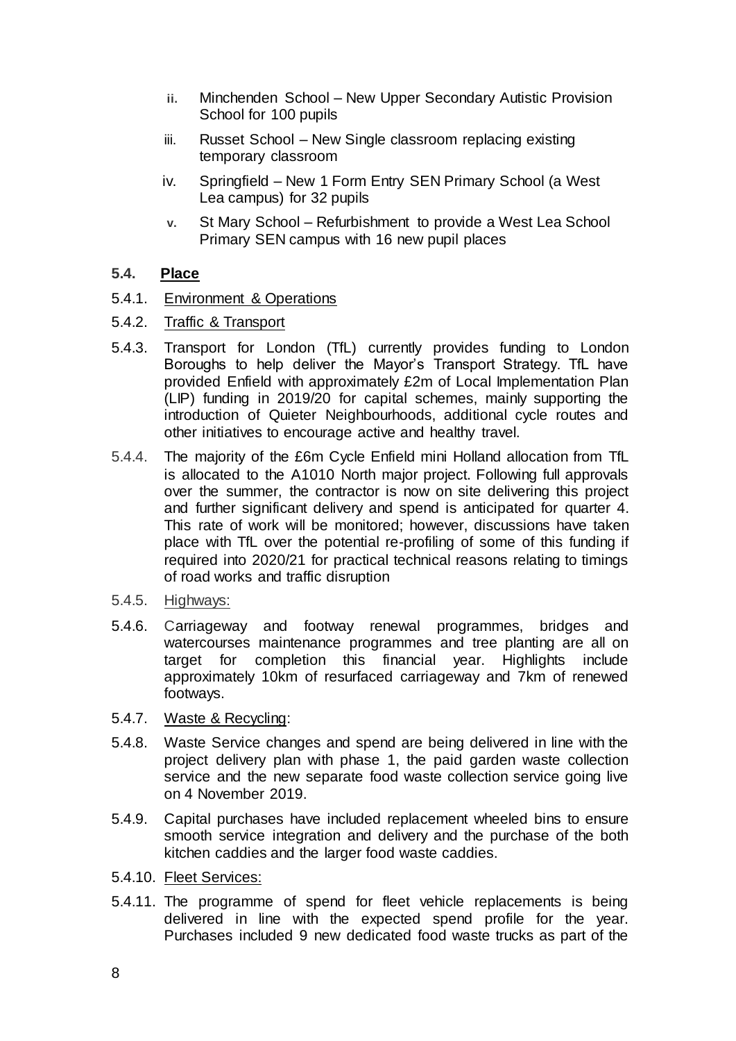ii. Minchenden School – New Upper Secondary Autistic Provision School for 100 pupils

iii. Russet School – New Single classroom replacing existing temporary classroom

iv. Springfield – New 1 Form Entry SEN Primary School (a West Lea campus) for 32 pupils

v. St Mary School – Refurbishment to provide a West Lea School Primary SEN campus with 16 new pupil places

### 5.4. Place

5.4.1. Environment & Operations

5.4.2. Traffic & Transport

5.4.3. Transport for London (TfL) currently provides funding to London Boroughs to help deliver the Mayor's Transport Strategy. TfL have provided Enfield with approximately £2m of Local Implementation Plan (LIP) funding in 2019/20 for capital schemes, mainly supporting the introduction of Quieter Neighbourhoods, additional cycle routes and other initiatives to encourage active and healthy travel.

5.4.4. The majority of the £6m Cycle Enfield mini Holland allocation from TfL is allocated to the A1010 North major project. Following full approvals over the summer, the contractor is now on site delivering this project and further significant delivery and spend is anticipated for quarter 4. This rate of work will be monitored; however, discussions have taken place with TfL over the potential re-profiling of some of this funding if required into 2020/21 for practical technical reasons relating to timings of road works and traffic disruption

5.4.5. Highways:

5.4.6. Carriageway and footway renewal programmes, bridges and watercourses maintenance programmes and tree planting are all on target for completion this financial year. Highlights include approximately 10km of resurfaced carriageway and 7km of renewed footways.

5.4.7. Waste & Recycling:

5.4.8. Waste Service changes and spend are being delivered in line with the project delivery plan with phase 1, the paid garden waste collection service and the new separate food waste collection service going live on 4 November 2019.

5.4.9. Capital purchases have included replacement wheeled bins to ensure smooth service integration and delivery and the purchase of the both kitchen caddies and the larger food waste caddies.

5.4.10. Fleet Services:

5.4.11. The programme of spend for fleet vehicle replacements is being delivered in line with the expected spend profile for the year. Purchases included 9 new dedicated food waste trucks as part of the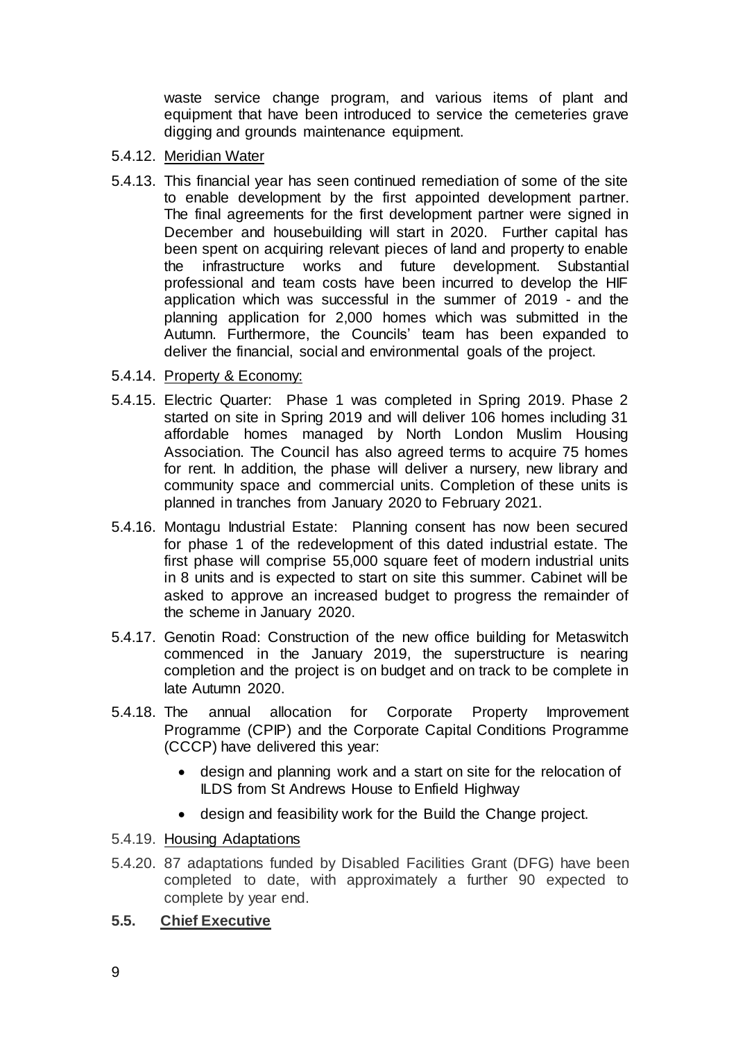waste service change program, and various items of plant and equipment that have been introduced to service the cemeteries grave digging and grounds maintenance equipment.

5.4.12. Meridian Water

5.4.13. This financial year has seen continued remediation of some of the site to enable development by the first appointed development partner. The final agreements for the first development partner were signed in December and housebuilding will start in 2020. Further capital has been spent on acquiring relevant pieces of land and property to enable the infrastructure works and future development. Substantial professional and team costs have been incurred to develop the HIF application which was successful in the summer of 2019 - and the planning application for 2,000 homes which was submitted in the Autumn. Furthermore, the Councils' team has been expanded to deliver the financial, social and environmental goals of the project.

5.4.14. Property & Economy:

5.4.15. Electric Quarter: Phase 1 was completed in Spring 2019. Phase 2 started on site in Spring 2019 and will deliver 106 homes including 31 affordable homes managed by North London Muslim Housing Association. The Council has also agreed terms to acquire 75 homes for rent. In addition, the phase will deliver a nursery, new library and community space and commercial units. Completion of these units is planned in tranches from January 2020 to February 2021.

5.4.16. Montagu Industrial Estate: Planning consent has now been secured for phase 1 of the redevelopment of this dated industrial estate. The first phase will comprise 55,000 square feet of modern industrial units in 8 units and is expected to start on site this summer. Cabinet will be asked to approve an increased budget to progress the remainder of the scheme in January 2020.

5.4.17. Genotin Road: Construction of the new office building for Metaswitch commenced in the January 2019, the superstructure is nearing completion and the project is on budget and on track to be complete in late Autumn 2020.

5.4.18. The annual allocation for Corporate Property Improvement Programme (CPIP) and the Corporate Capital Conditions Programme (CCCP) have delivered this year:

- design and planning work and a start on site for the relocation of ILDS from St Andrews House to Enfield Highway
- design and feasibility work for the Build the Change project.

5.4.19. Housing Adaptations

5.4.20. 87 adaptations funded by Disabled Facilities Grant (DFG) have been completed to date, with approximately a further 90 expected to complete by year end.

**5.5. Chief Executive**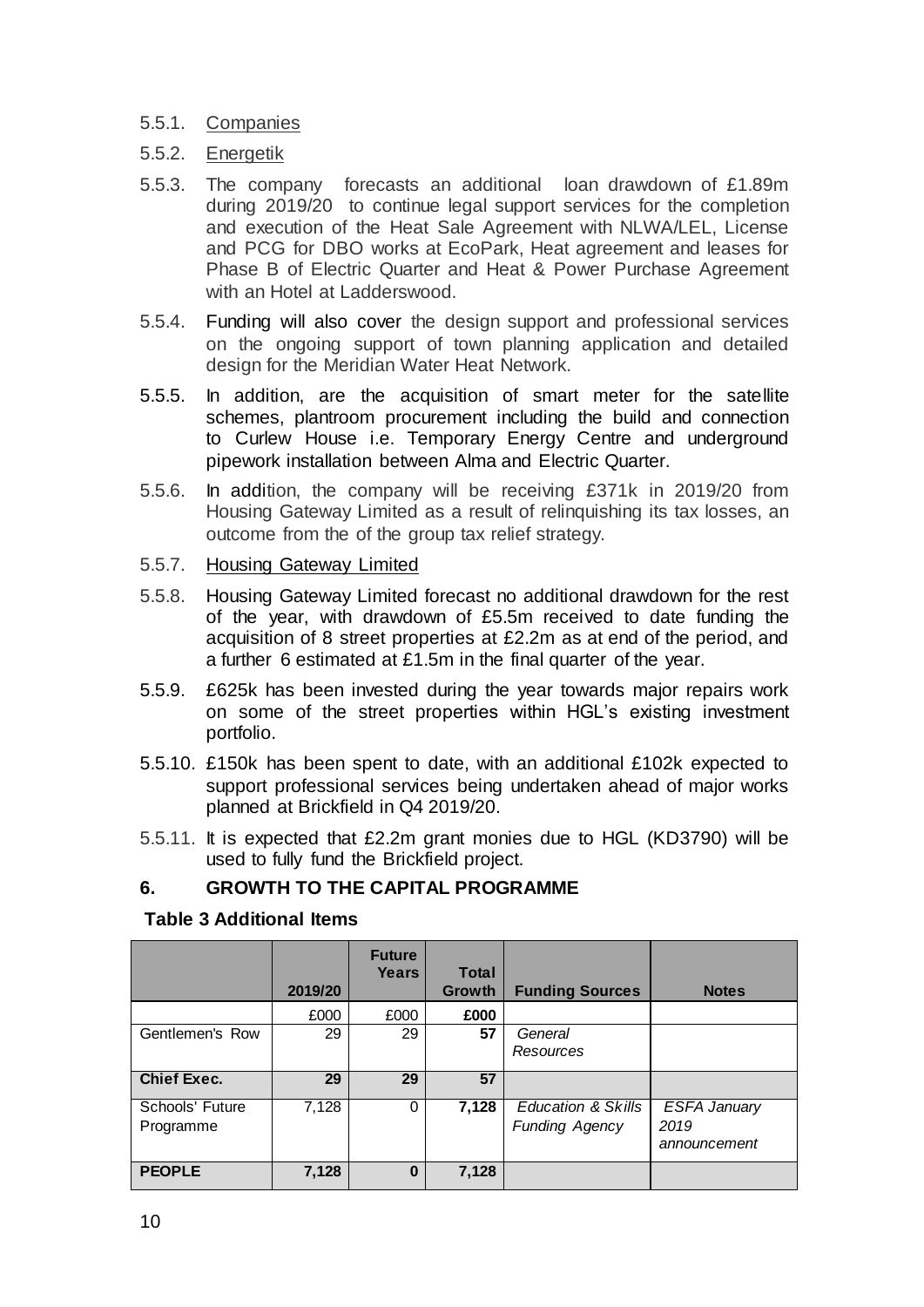5.5.1. Companies

5.5.2. Energetik

5.5.3. The company forecasts an additional loan drawdown of £1.89m during 2019/20 to continue legal support services for the completion and execution of the Heat Sale Agreement with NLWA/LEL, License and PCG for DBO works at EcoPark, Heat agreement and leases for Phase B of Electric Quarter and Heat & Power Purchase Agreement with an Hotel at Ladderswood.

5.5.4. Funding will also cover the design support and professional services on the ongoing support of town planning application and detailed design for the Meridian Water Heat Network.

5.5.5. In addition, are the acquisition of smart meter for the satellite schemes, plantroom procurement including the build and connection to Curlew House i.e. Temporary Energy Centre and underground pipework installation between Alma and Electric Quarter.

5.5.6. In addition, the company will be receiving £371k in 2019/20 from Housing Gateway Limited as a result of relinquishing its tax losses, an outcome from the of the group tax relief strategy.

5.5.7. Housing Gateway Limited

5.5.8. Housing Gateway Limited forecast no additional drawdown for the rest of the year, with drawdown of £5.5m received to date funding the acquisition of 8 street properties at £2.2m as at end of the period, and a further 6 estimated at £1.5m in the final quarter of the year.

5.5.9. £625k has been invested during the year towards major repairs work on some of the street properties within HGL's existing investment portfolio.

5.5.10. £150k has been spent to date, with an additional £102k expected to support professional services being undertaken ahead of major works planned at Brickfield in Q4 2019/20.

5.5.11. It is expected that £2.2m grant monies due to HGL (KD3790) will be used to fully fund the Brickfield project.

## 6. GROWTH TO THE CAPITAL PROGRAMME

**Table 3 Additional Items**

| | 2019/20 | Future Years | Total Growth | Funding Sources | Notes |
|---|---|---|---|---|---|
| | £000 | £000 | **£000** | | |
| Gentlemen's Row | 29 | 29 | **57** | *General Resources* | |
| **Chief Exec.** | **29** | **29** | **57** | | |
| Schools' Future Programme | 7,128 | 0 | **7,128** | *Education & Skills Funding Agency* | *ESFA January 2019 announcement* |
| **PEOPLE** | **7,128** | **0** | **7,128** | | |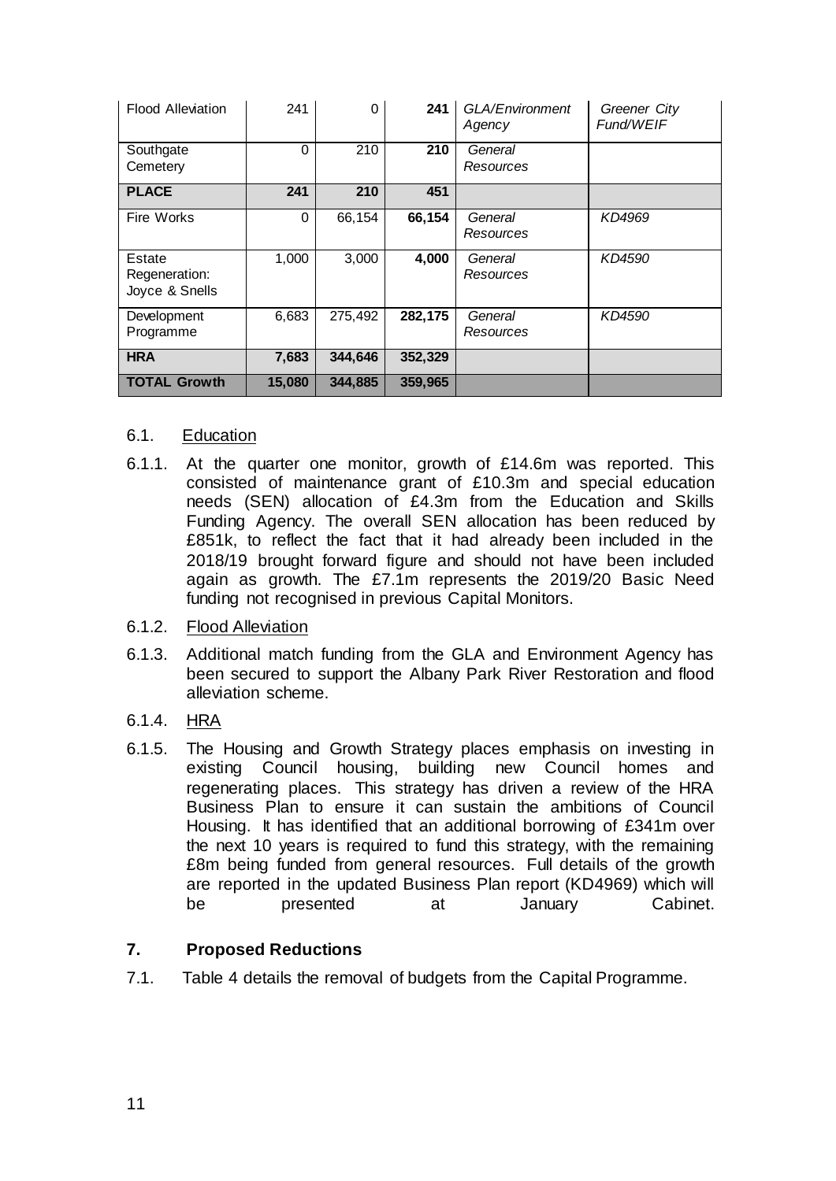| Flood Alleviation | 241 | 0 | **241** | *GLA/Environment Agency* | *Greener City Fund/WEIF* |
|---|---|---|---|---|---|
| Southgate Cemetery | 0 | 210 | **210** | *General Resources* | |
| **PLACE** | **241** | **210** | **451** | | |
| Fire Works | 0 | 66,154 | **66,154** | *General Resources* | *KD4969* |
| Estate Regeneration: Joyce & Snells | 1,000 | 3,000 | **4,000** | *General Resources* | *KD4590* |
| Development Programme | 6,683 | 275,492 | **282,175** | *General Resources* | *KD4590* |
| **HRA** | **7,683** | **344,646** | **352,329** | | |
| **TOTAL Growth** | **15,080** | **344,885** | **359,965** | | |

6.1. Education

6.1.1. At the quarter one monitor, growth of £14.6m was reported. This consisted of maintenance grant of £10.3m and special education needs (SEN) allocation of £4.3m from the Education and Skills Funding Agency. The overall SEN allocation has been reduced by £851k, to reflect the fact that it had already been included in the 2018/19 brought forward figure and should not have been included again as growth. The £7.1m represents the 2019/20 Basic Need funding not recognised in previous Capital Monitors.

6.1.2. Flood Alleviation

6.1.3. Additional match funding from the GLA and Environment Agency has been secured to support the Albany Park River Restoration and flood alleviation scheme.

6.1.4. HRA

6.1.5. The Housing and Growth Strategy places emphasis on investing in existing Council housing, building new Council homes and regenerating places. This strategy has driven a review of the HRA Business Plan to ensure it can sustain the ambitions of Council Housing. It has identified that an additional borrowing of £341m over the next 10 years is required to fund this strategy, with the remaining £8m being funded from general resources. Full details of the growth are reported in the updated Business Plan report (KD4969) which will be presented at January Cabinet.

## 7. Proposed Reductions

7.1. Table 4 details the removal of budgets from the Capital Programme.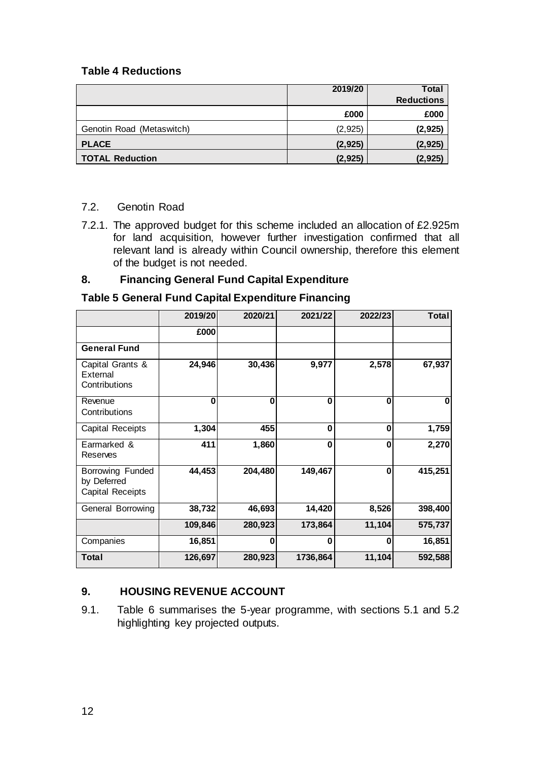**Table 4 Reductions**

| | 2019/20 | Total Reductions |
|---|---|---|
| | £000 | £000 |
| Genotin Road (Metaswitch) | (2,925) | **(2,925)** |
| **PLACE** | **(2,925)** | **(2,925)** |
| **TOTAL Reduction** | **(2,925)** | **(2,925)** |

7.2. Genotin Road

7.2.1. The approved budget for this scheme included an allocation of £2.925m for land acquisition, however further investigation confirmed that all relevant land is already within Council ownership, therefore this element of the budget is not needed.

## 8. Financing General Fund Capital Expenditure

**Table 5 General Fund Capital Expenditure Financing**

| | 2019/20 | 2020/21 | 2021/22 | 2022/23 | Total |
|---|---|---|---|---|---|
| | £000 | | | | |
| **General Fund** | | | | | |
| Capital Grants & External Contributions | **24,946** | **30,436** | **9,977** | **2,578** | **67,937** |
| Revenue Contributions | **0** | **0** | **0** | **0** | **0** |
| Capital Receipts | **1,304** | **455** | **0** | **0** | **1,759** |
| Earmarked & Reserves | **411** | **1,860** | **0** | **0** | **2,270** |
| Borrowing Funded by Deferred Capital Receipts | **44,453** | **204,480** | **149,467** | **0** | **415,251** |
| General Borrowing | **38,732** | **46,693** | **14,420** | **8,526** | **398,400** |
| | **109,846** | **280,923** | **173,864** | **11,104** | **575,737** |
| Companies | **16,851** | **0** | **0** | **0** | **16,851** |
| **Total** | **126,697** | **280,923** | **1736,864** | **11,104** | **592,588** |

## 9. HOUSING REVENUE ACCOUNT

9.1. Table 6 summarises the 5-year programme, with sections 5.1 and 5.2 highlighting key projected outputs.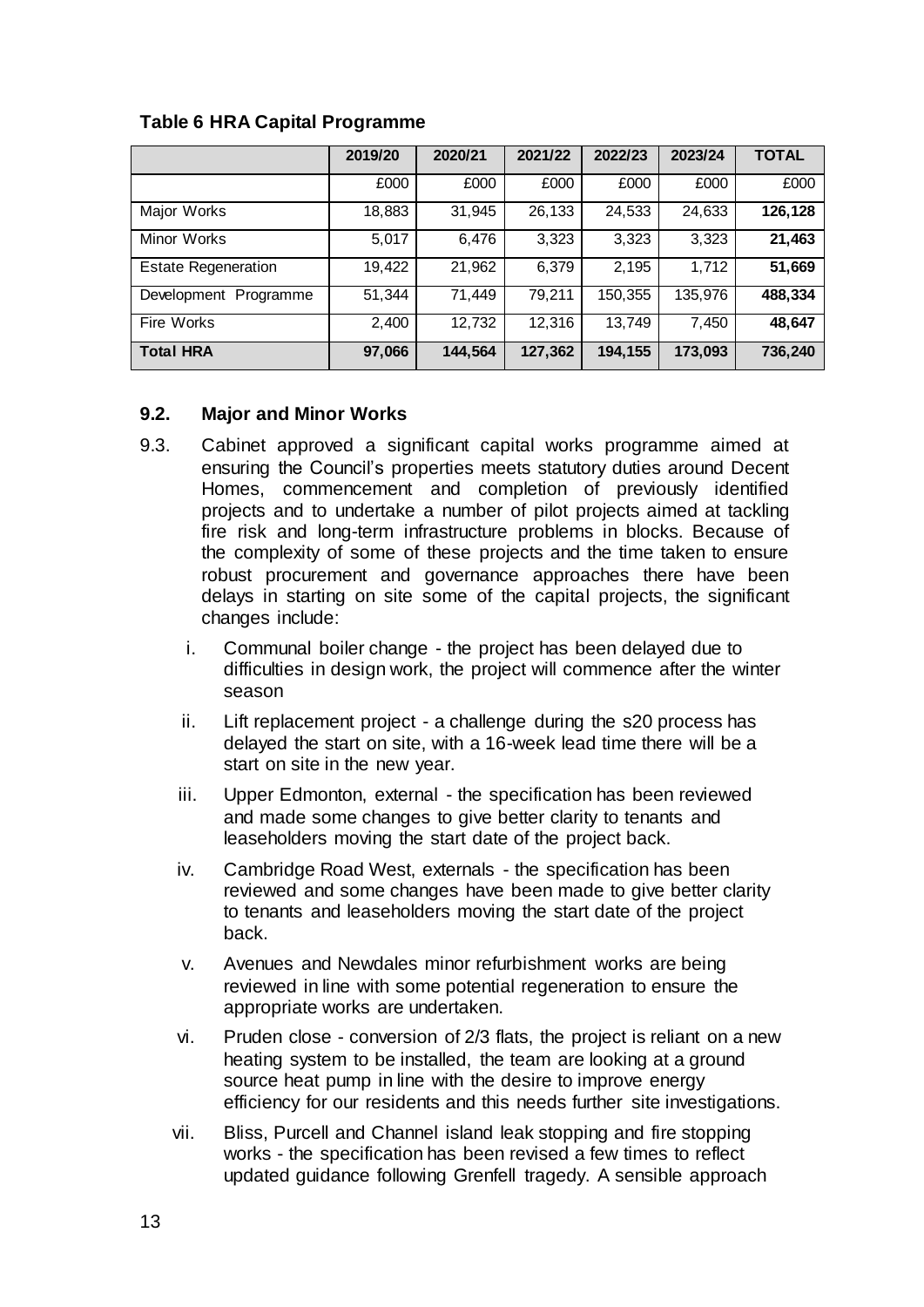**Table 6 HRA Capital Programme**

| | 2019/20 | 2020/21 | 2021/22 | 2022/23 | 2023/24 | TOTAL |
|---|---|---|---|---|---|---|
| | £000 | £000 | £000 | £000 | £000 | £000 |
| Major Works | 18,883 | 31,945 | 26,133 | 24,533 | 24,633 | **126,128** |
| Minor Works | 5,017 | 6,476 | 3,323 | 3,323 | 3,323 | **21,463** |
| Estate Regeneration | 19,422 | 21,962 | 6,379 | 2,195 | 1,712 | **51,669** |
| Development Programme | 51,344 | 71,449 | 79,211 | 150,355 | 135,976 | **488,334** |
| Fire Works | 2,400 | 12,732 | 12,316 | 13,749 | 7,450 | **48,647** |
| **Total HRA** | **97,066** | **144,564** | **127,362** | **194,155** | **173,093** | **736,240** |

**9.2. Major and Minor Works**

9.3. Cabinet approved a significant capital works programme aimed at ensuring the Council's properties meets statutory duties around Decent Homes, commencement and completion of previously identified projects and to undertake a number of pilot projects aimed at tackling fire risk and long-term infrastructure problems in blocks. Because of the complexity of some of these projects and the time taken to ensure robust procurement and governance approaches there have been delays in starting on site some of the capital projects, the significant changes include:

i. Communal boiler change - the project has been delayed due to difficulties in design work, the project will commence after the winter season

ii. Lift replacement project - a challenge during the s20 process has delayed the start on site, with a 16-week lead time there will be a start on site in the new year.

iii. Upper Edmonton, external - the specification has been reviewed and made some changes to give better clarity to tenants and leaseholders moving the start date of the project back.

iv. Cambridge Road West, externals - the specification has been reviewed and some changes have been made to give better clarity to tenants and leaseholders moving the start date of the project back.

v. Avenues and Newdales minor refurbishment works are being reviewed in line with some potential regeneration to ensure the appropriate works are undertaken.

vi. Pruden close - conversion of 2/3 flats, the project is reliant on a new heating system to be installed, the team are looking at a ground source heat pump in line with the desire to improve energy efficiency for our residents and this needs further site investigations.

vii. Bliss, Purcell and Channel island leak stopping and fire stopping works - the specification has been revised a few times to reflect updated guidance following Grenfell tragedy. A sensible approach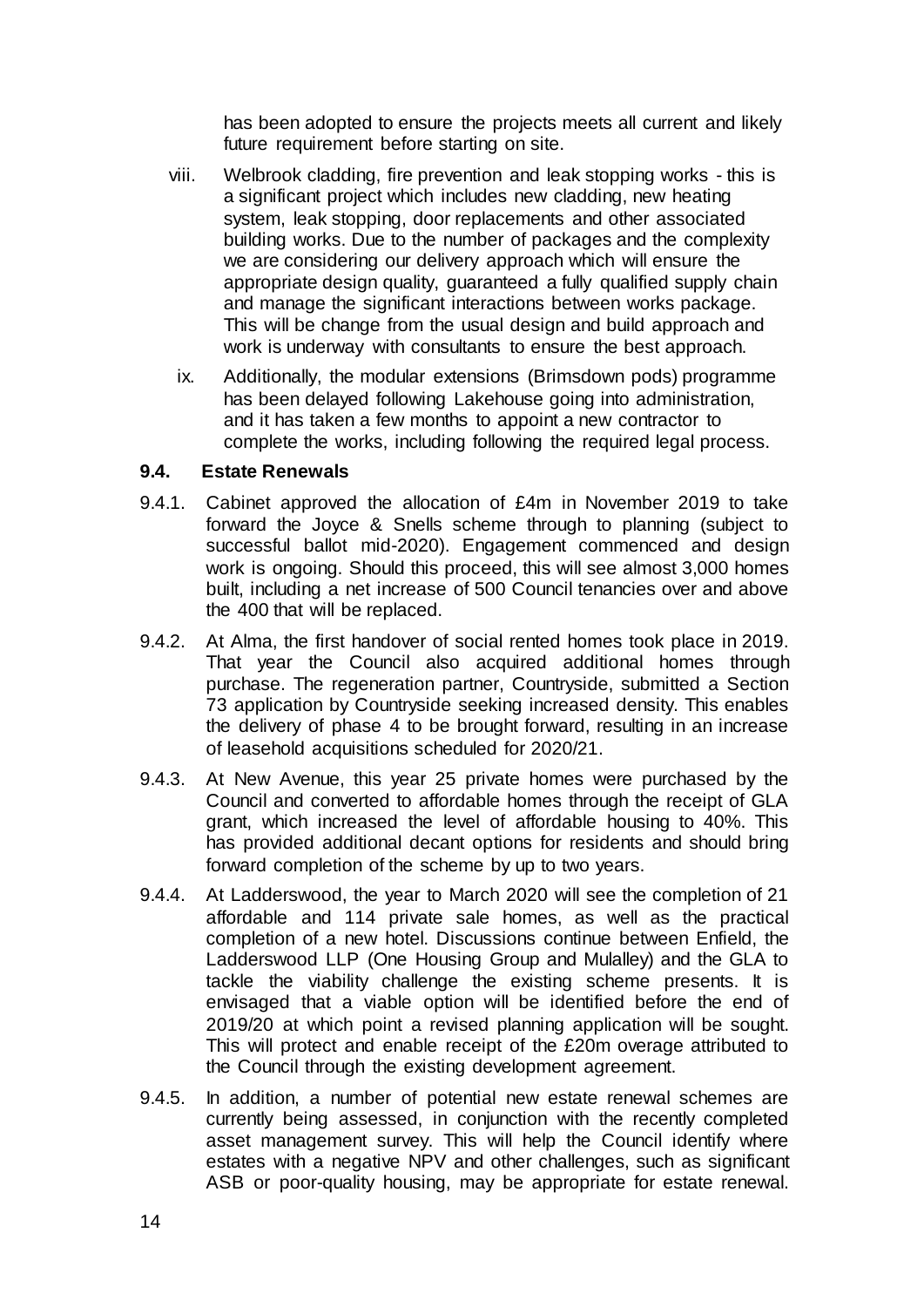has been adopted to ensure the projects meets all current and likely future requirement before starting on site.

viii. Welbrook cladding, fire prevention and leak stopping works - this is a significant project which includes new cladding, new heating system, leak stopping, door replacements and other associated building works. Due to the number of packages and the complexity we are considering our delivery approach which will ensure the appropriate design quality, guaranteed a fully qualified supply chain and manage the significant interactions between works package. This will be change from the usual design and build approach and work is underway with consultants to ensure the best approach.

ix. Additionally, the modular extensions (Brimsdown pods) programme has been delayed following Lakehouse going into administration, and it has taken a few months to appoint a new contractor to complete the works, including following the required legal process.

### 9.4. Estate Renewals

9.4.1. Cabinet approved the allocation of £4m in November 2019 to take forward the Joyce & Snells scheme through to planning (subject to successful ballot mid-2020). Engagement commenced and design work is ongoing. Should this proceed, this will see almost 3,000 homes built, including a net increase of 500 Council tenancies over and above the 400 that will be replaced.

9.4.2. At Alma, the first handover of social rented homes took place in 2019. That year the Council also acquired additional homes through purchase. The regeneration partner, Countryside, submitted a Section 73 application by Countryside seeking increased density. This enables the delivery of phase 4 to be brought forward, resulting in an increase of leasehold acquisitions scheduled for 2020/21.

9.4.3. At New Avenue, this year 25 private homes were purchased by the Council and converted to affordable homes through the receipt of GLA grant, which increased the level of affordable housing to 40%. This has provided additional decant options for residents and should bring forward completion of the scheme by up to two years.

9.4.4. At Ladderswood, the year to March 2020 will see the completion of 21 affordable and 114 private sale homes, as well as the practical completion of a new hotel. Discussions continue between Enfield, the Ladderswood LLP (One Housing Group and Mulalley) and the GLA to tackle the viability challenge the existing scheme presents. It is envisaged that a viable option will be identified before the end of 2019/20 at which point a revised planning application will be sought. This will protect and enable receipt of the £20m overage attributed to the Council through the existing development agreement.

9.4.5. In addition, a number of potential new estate renewal schemes are currently being assessed, in conjunction with the recently completed asset management survey. This will help the Council identify where estates with a negative NPV and other challenges, such as significant ASB or poor-quality housing, may be appropriate for estate renewal.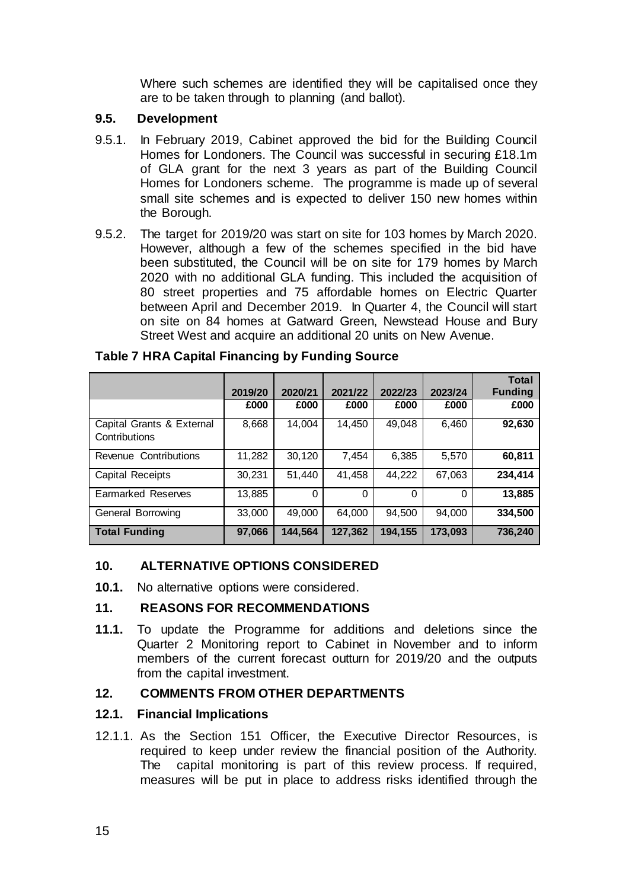Where such schemes are identified they will be capitalised once they are to be taken through to planning (and ballot).

### 9.5. Development

9.5.1. In February 2019, Cabinet approved the bid for the Building Council Homes for Londoners. The Council was successful in securing £18.1m of GLA grant for the next 3 years as part of the Building Council Homes for Londoners scheme. The programme is made up of several small site schemes and is expected to deliver 150 new homes within the Borough.

9.5.2. The target for 2019/20 was start on site for 103 homes by March 2020. However, although a few of the schemes specified in the bid have been substituted, the Council will be on site for 179 homes by March 2020 with no additional GLA funding. This included the acquisition of 80 street properties and 75 affordable homes on Electric Quarter between April and December 2019. In Quarter 4, the Council will start on site on 84 homes at Gatward Green, Newstead House and Bury Street West and acquire an additional 20 units on New Avenue.

**Table 7 HRA Capital Financing by Funding Source**

| | 2019/20 | 2020/21 | 2021/22 | 2022/23 | 2023/24 | Total Funding |
|---|---|---|---|---|---|---|
| | £000 | £000 | £000 | £000 | £000 | £000 |
| Capital Grants & External Contributions | 8,668 | 14,004 | 14,450 | 49,048 | 6,460 | **92,630** |
| Revenue Contributions | 11,282 | 30,120 | 7,454 | 6,385 | 5,570 | **60,811** |
| Capital Receipts | 30,231 | 51,440 | 41,458 | 44,222 | 67,063 | **234,414** |
| Earmarked Reserves | 13,885 | 0 | 0 | 0 | 0 | **13,885** |
| General Borrowing | 33,000 | 49,000 | 64,000 | 94,500 | 94,000 | **334,500** |
| **Total Funding** | **97,066** | **144,564** | **127,362** | **194,155** | **173,093** | **736,240** |

## 10. ALTERNATIVE OPTIONS CONSIDERED

**10.1.** No alternative options were considered.

## 11. REASONS FOR RECOMMENDATIONS

**11.1.** To update the Programme for additions and deletions since the Quarter 2 Monitoring report to Cabinet in November and to inform members of the current forecast outturn for 2019/20 and the outputs from the capital investment.

## 12. COMMENTS FROM OTHER DEPARTMENTS

### 12.1. Financial Implications

12.1.1. As the Section 151 Officer, the Executive Director Resources, is required to keep under review the financial position of the Authority. The capital monitoring is part of this review process. If required, measures will be put in place to address risks identified through the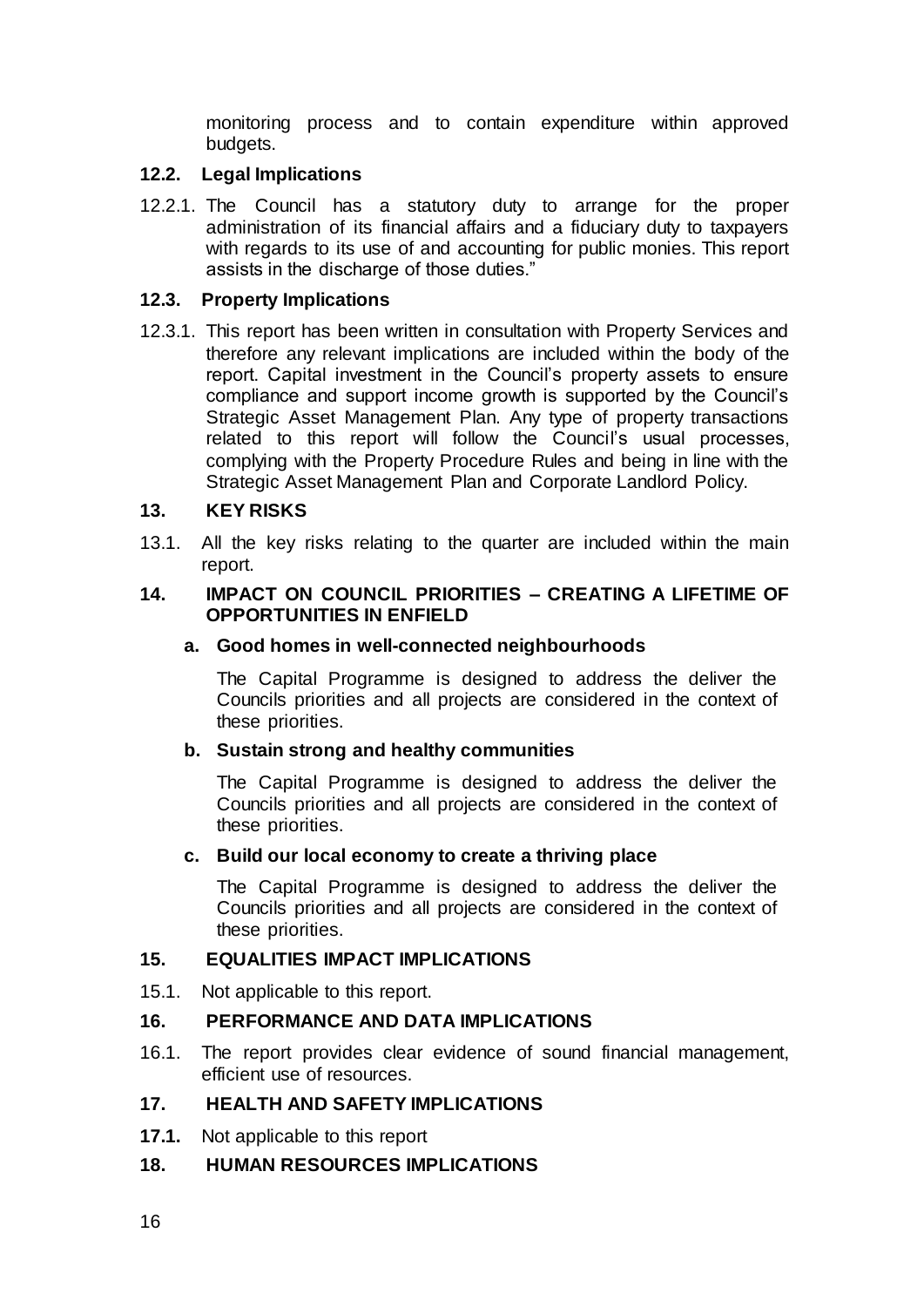monitoring process and to contain expenditure within approved budgets.

### 12.2. Legal Implications

12.2.1. The Council has a statutory duty to arrange for the proper administration of its financial affairs and a fiduciary duty to taxpayers with regards to its use of and accounting for public monies. This report assists in the discharge of those duties."

### 12.3. Property Implications

12.3.1. This report has been written in consultation with Property Services and therefore any relevant implications are included within the body of the report. Capital investment in the Council's property assets to ensure compliance and support income growth is supported by the Council's Strategic Asset Management Plan. Any type of property transactions related to this report will follow the Council's usual processes, complying with the Property Procedure Rules and being in line with the Strategic Asset Management Plan and Corporate Landlord Policy.

## 13. KEY RISKS

13.1. All the key risks relating to the quarter are included within the main report.

## 14. IMPACT ON COUNCIL PRIORITIES – CREATING A LIFETIME OF OPPORTUNITIES IN ENFIELD

### a. Good homes in well-connected neighbourhoods

The Capital Programme is designed to address the deliver the Councils priorities and all projects are considered in the context of these priorities.

### b. Sustain strong and healthy communities

The Capital Programme is designed to address the deliver the Councils priorities and all projects are considered in the context of these priorities.

### c. Build our local economy to create a thriving place

The Capital Programme is designed to address the deliver the Councils priorities and all projects are considered in the context of these priorities.

## 15. EQUALITIES IMPACT IMPLICATIONS

15.1. Not applicable to this report.

## 16. PERFORMANCE AND DATA IMPLICATIONS

16.1. The report provides clear evidence of sound financial management, efficient use of resources.

## 17. HEALTH AND SAFETY IMPLICATIONS

**17.1.** Not applicable to this report

## 18. HUMAN RESOURCES IMPLICATIONS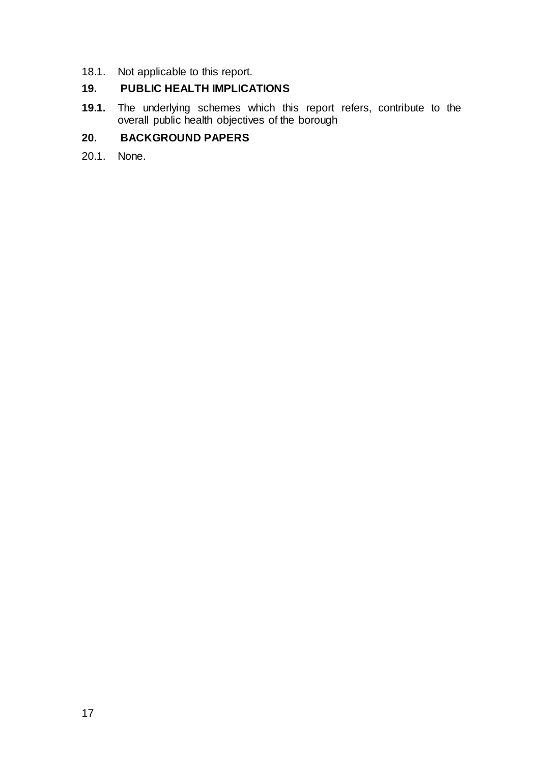18.1. Not applicable to this report.

## 19. PUBLIC HEALTH IMPLICATIONS

**19.1.** The underlying schemes which this report refers, contribute to the overall public health objectives of the borough

## 20. BACKGROUND PAPERS

20.1. None.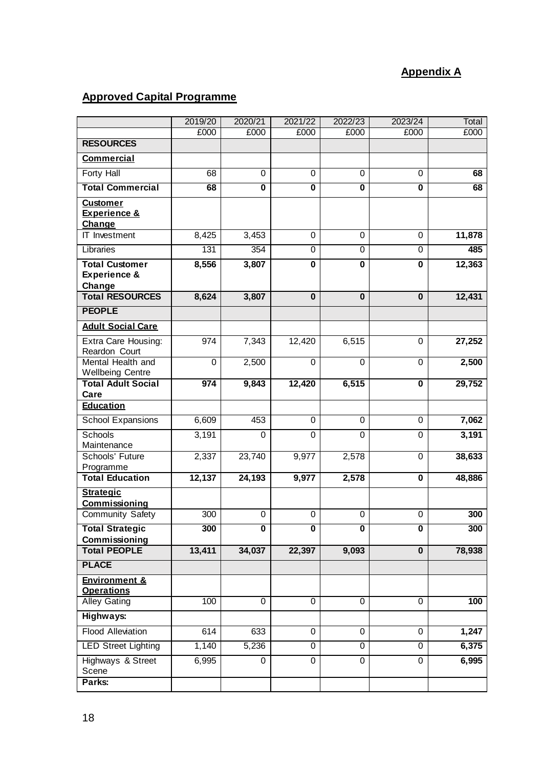**Appendix A**

## Approved Capital Programme

| | 2019/20 | 2020/21 | 2021/22 | 2022/23 | 2023/24 | Total |
|---|---|---|---|---|---|---|
| | £000 | £000 | £000 | £000 | £000 | £000 |
| **RESOURCES** | | | | | | |
| **Commercial** | | | | | | |
| Forty Hall | 68 | 0 | 0 | 0 | 0 | **68** |
| **Total Commercial** | **68** | **0** | **0** | **0** | **0** | **68** |
| **Customer Experience & Change** | | | | | | |
| IT Investment | 8,425 | 3,453 | 0 | 0 | 0 | **11,878** |
| Libraries | 131 | 354 | 0 | 0 | 0 | **485** |
| **Total Customer Experience & Change** | **8,556** | **3,807** | **0** | **0** | **0** | **12,363** |
| **Total RESOURCES** | **8,624** | **3,807** | **0** | **0** | **0** | **12,431** |
| **PEOPLE** | | | | | | |
| **Adult Social Care** | | | | | | |
| Extra Care Housing: Reardon Court | 974 | 7,343 | 12,420 | 6,515 | 0 | **27,252** |
| Mental Health and Wellbeing Centre | 0 | 2,500 | 0 | 0 | 0 | **2,500** |
| **Total Adult Social Care** | **974** | **9,843** | **12,420** | **6,515** | **0** | **29,752** |
| **Education** | | | | | | |
| School Expansions | 6,609 | 453 | 0 | 0 | 0 | **7,062** |
| Schools Maintenance | 3,191 | 0 | 0 | 0 | 0 | **3,191** |
| Schools' Future Programme | 2,337 | 23,740 | 9,977 | 2,578 | 0 | **38,633** |
| **Total Education** | **12,137** | **24,193** | **9,977** | **2,578** | **0** | **48,886** |
| **Strategic Commissioning** | | | | | | |
| Community Safety | 300 | 0 | 0 | 0 | 0 | **300** |
| **Total Strategic Commissioning** | **300** | **0** | **0** | **0** | **0** | **300** |
| **Total PEOPLE** | **13,411** | **34,037** | **22,397** | **9,093** | **0** | **78,938** |
| **PLACE** | | | | | | |
| **Environment & Operations** | | | | | | |
| Alley Gating | 100 | 0 | 0 | 0 | 0 | **100** |
| **Highways:** | | | | | | |
| Flood Alleviation | 614 | 633 | 0 | 0 | 0 | **1,247** |
| LED Street Lighting | 1,140 | 5,236 | 0 | 0 | 0 | **6,375** |
| Highways & Street Scene | 6,995 | 0 | 0 | 0 | 0 | **6,995** |
| **Parks:** | | | | | | |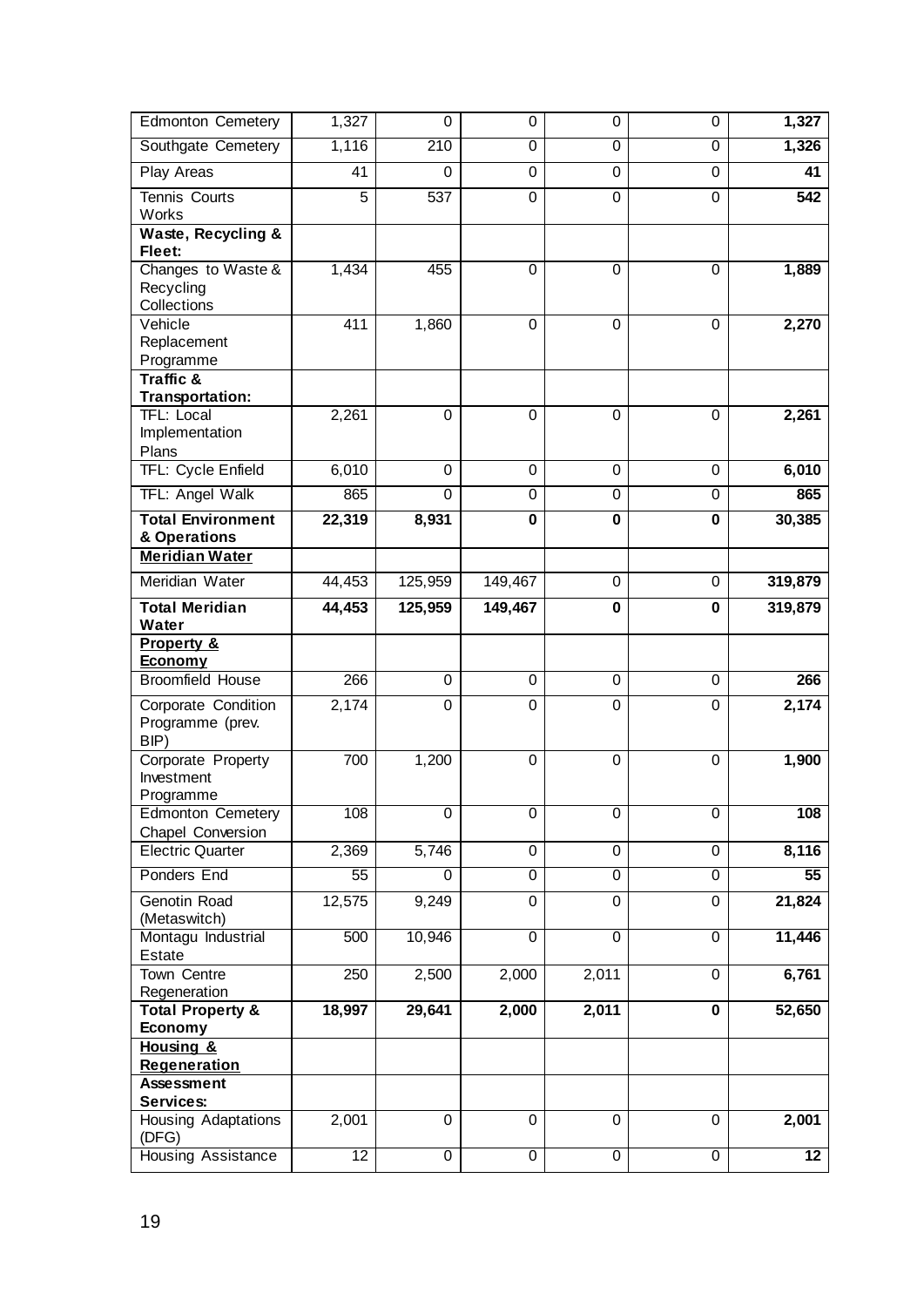| | | | | | | |
|---|---|---|---|---|---|---|
| Edmonton Cemetery | 1,327 | 0 | 0 | 0 | 0 | **1,327** |
| Southgate Cemetery | 1,116 | 210 | 0 | 0 | 0 | **1,326** |
| Play Areas | 41 | 0 | 0 | 0 | 0 | **41** |
| Tennis Courts Works | 5 | 537 | 0 | 0 | 0 | **542** |
| **Waste, Recycling & Fleet:** | | | | | | |
| Changes to Waste & Recycling Collections | 1,434 | 455 | 0 | 0 | 0 | **1,889** |
| Vehicle Replacement Programme | 411 | 1,860 | 0 | 0 | 0 | **2,270** |
| **Traffic & Transportation:** | | | | | | |
| TFL: Local Implementation Plans | 2,261 | 0 | 0 | 0 | 0 | **2,261** |
| TFL: Cycle Enfield | 6,010 | 0 | 0 | 0 | 0 | **6,010** |
| TFL: Angel Walk | 865 | 0 | 0 | 0 | 0 | **865** |
| **Total Environment & Operations** | **22,319** | **8,931** | **0** | **0** | **0** | **30,385** |
| **Meridian Water** | | | | | | |
| Meridian Water | 44,453 | 125,959 | 149,467 | 0 | 0 | **319,879** |
| **Total Meridian Water** | **44,453** | **125,959** | **149,467** | **0** | **0** | **319,879** |
| **Property & Economy** | | | | | | |
| Broomfield House | 266 | 0 | 0 | 0 | 0 | **266** |
| Corporate Condition Programme (prev. BIP) | 2,174 | 0 | 0 | 0 | 0 | **2,174** |
| Corporate Property Investment Programme | 700 | 1,200 | 0 | 0 | 0 | **1,900** |
| Edmonton Cemetery Chapel Conversion | 108 | 0 | 0 | 0 | 0 | **108** |
| Electric Quarter | 2,369 | 5,746 | 0 | 0 | 0 | **8,116** |
| Ponders End | 55 | 0 | 0 | 0 | 0 | **55** |
| Genotin Road (Metaswitch) | 12,575 | 9,249 | 0 | 0 | 0 | **21,824** |
| Montagu Industrial Estate | 500 | 10,946 | 0 | 0 | 0 | **11,446** |
| Town Centre Regeneration | 250 | 2,500 | 2,000 | 2,011 | 0 | **6,761** |
| **Total Property & Economy** | **18,997** | **29,641** | **2,000** | **2,011** | **0** | **52,650** |
| **Housing & Regeneration** | | | | | | |
| **Assessment Services:** | | | | | | |
| Housing Adaptations (DFG) | 2,001 | 0 | 0 | 0 | 0 | **2,001** |
| Housing Assistance | 12 | 0 | 0 | 0 | 0 | **12** |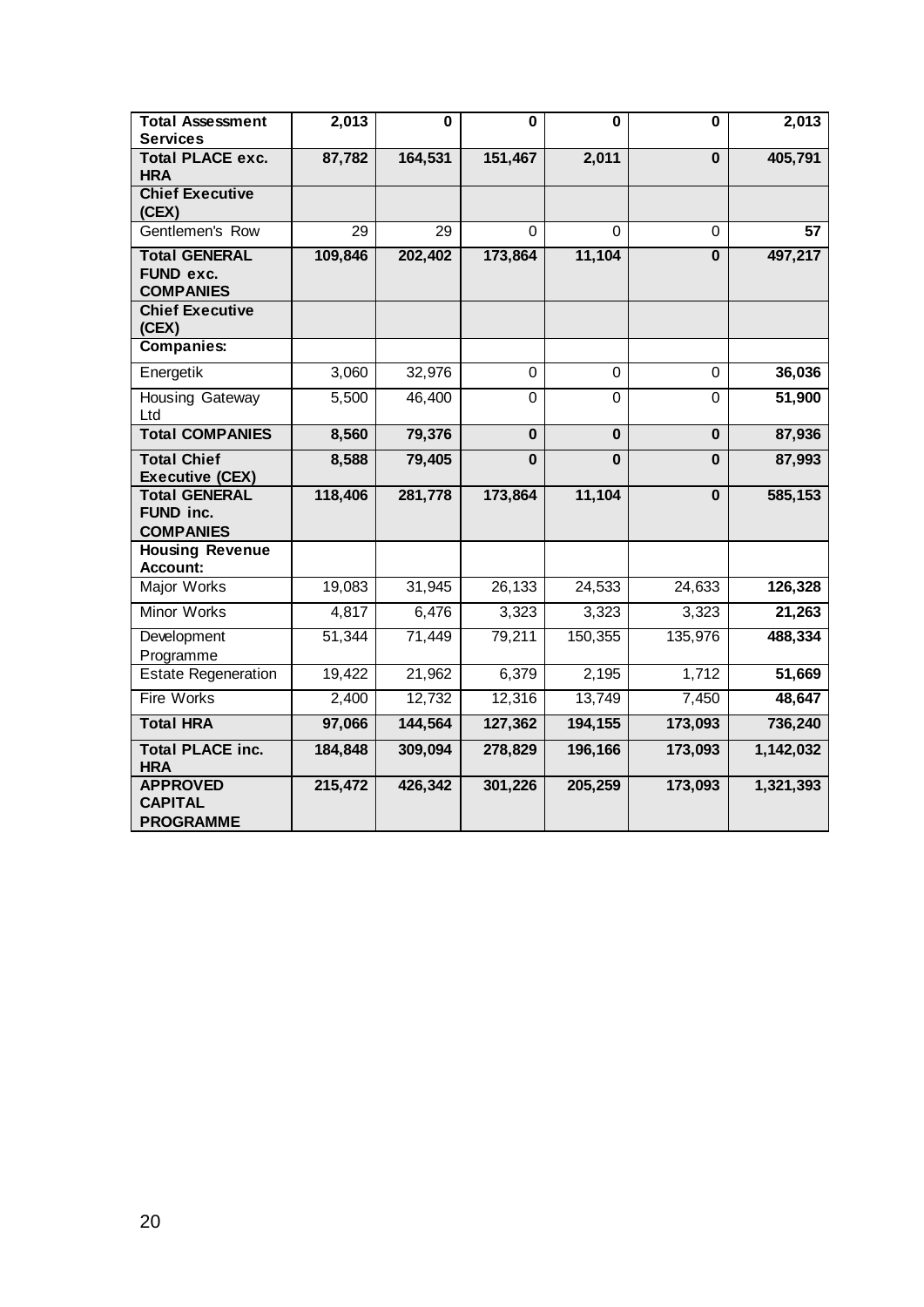| | | | | | | |
|---|---|---|---|---|---|---|
| **Total Assessment Services** | **2,013** | **0** | **0** | **0** | **0** | **2,013** |
| **Total PLACE exc. HRA** | **87,782** | **164,531** | **151,467** | **2,011** | **0** | **405,791** |
| **Chief Executive (CEX)** | | | | | | |
| Gentlemen's Row | 29 | 29 | 0 | 0 | 0 | **57** |
| **Total GENERAL FUND exc. COMPANIES** | **109,846** | **202,402** | **173,864** | **11,104** | **0** | **497,217** |
| **Chief Executive (CEX)** | | | | | | |
| **Companies:** | | | | | | |
| Energetik | 3,060 | 32,976 | 0 | 0 | 0 | **36,036** |
| Housing Gateway Ltd | 5,500 | 46,400 | 0 | 0 | 0 | **51,900** |
| **Total COMPANIES** | **8,560** | **79,376** | **0** | **0** | **0** | **87,936** |
| **Total Chief Executive (CEX)** | **8,588** | **79,405** | **0** | **0** | **0** | **87,993** |
| **Total GENERAL FUND inc. COMPANIES** | **118,406** | **281,778** | **173,864** | **11,104** | **0** | **585,153** |
| **Housing Revenue Account:** | | | | | | |
| Major Works | 19,083 | 31,945 | 26,133 | 24,533 | 24,633 | **126,328** |
| Minor Works | 4,817 | 6,476 | 3,323 | 3,323 | 3,323 | **21,263** |
| Development Programme | 51,344 | 71,449 | 79,211 | 150,355 | 135,976 | **488,334** |
| Estate Regeneration | 19,422 | 21,962 | 6,379 | 2,195 | 1,712 | **51,669** |
| Fire Works | 2,400 | 12,732 | 12,316 | 13,749 | 7,450 | **48,647** |
| **Total HRA** | **97,066** | **144,564** | **127,362** | **194,155** | **173,093** | **736,240** |
| **Total PLACE inc. HRA** | **184,848** | **309,094** | **278,829** | **196,166** | **173,093** | **1,142,032** |
| **APPROVED CAPITAL PROGRAMME** | **215,472** | **426,342** | **301,226** | **205,259** | **173,093** | **1,321,393** |